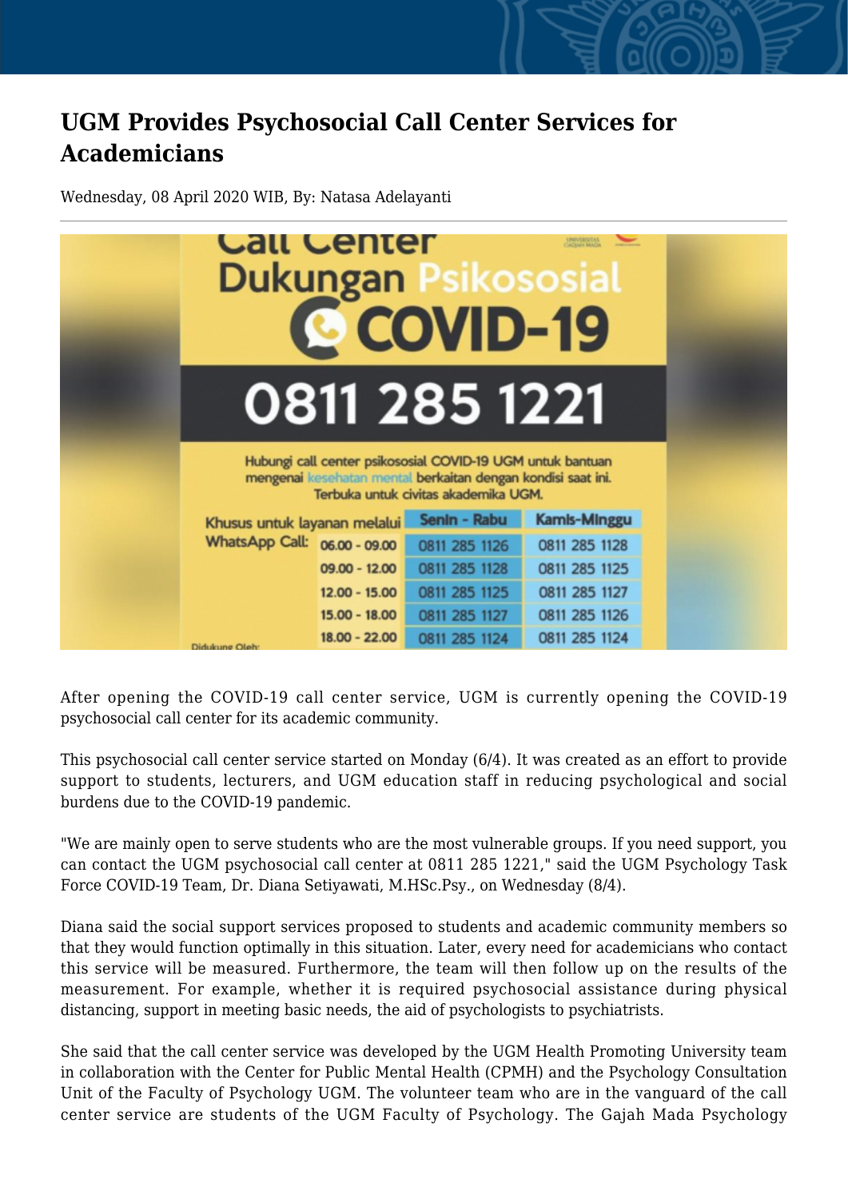# UGM Provides Psychosocial Call Center Services for Academicians

Wednesday, 08 April 2020 WIB, By: Natasa Adelayanti

After opening the COVID-19 call center service, UGM is currently opening the COVID-19 psychosocial call center for its academic community.

This psychosocial call center service started on Monday (6/4). It was created as an effort to provide support to students, lecturers, and UGM education staff in reducing psychological and social burdens due to the COVID-19 pandemic.

"We are mainly open to serve students who are the most vulnerable groups. If you need support, you can contact the UGM psychosocial call center at 0811 285 1221," said the UGM Psychology Task Force COVID-19 Team, Dr. Diana Setiyawati, M.HSc.Psy., on Wednesday (8/4).

Diana said the social support services proposed to students and academic community members so that they would function optimally in this situation. Later, every need for academicians who contact this service will be measured. Furthermore, the team will then follow up on the results of the measurement. For example, whether it is required psychosocial assistance during physical distancing, support in meeting basic needs, the aid of psychologists to psychiatrists.

She said that the call center service was developed by the UGM Health Promoting University team in collaboration with the Center for Public Mental Health (CPMH) and the Psychology Consultation Unit of the Faculty of Psychology UGM. The volunteer team who are in the vanguard of the call center service are students of the UGM Faculty of Psychology. The Gajah Mada Psychology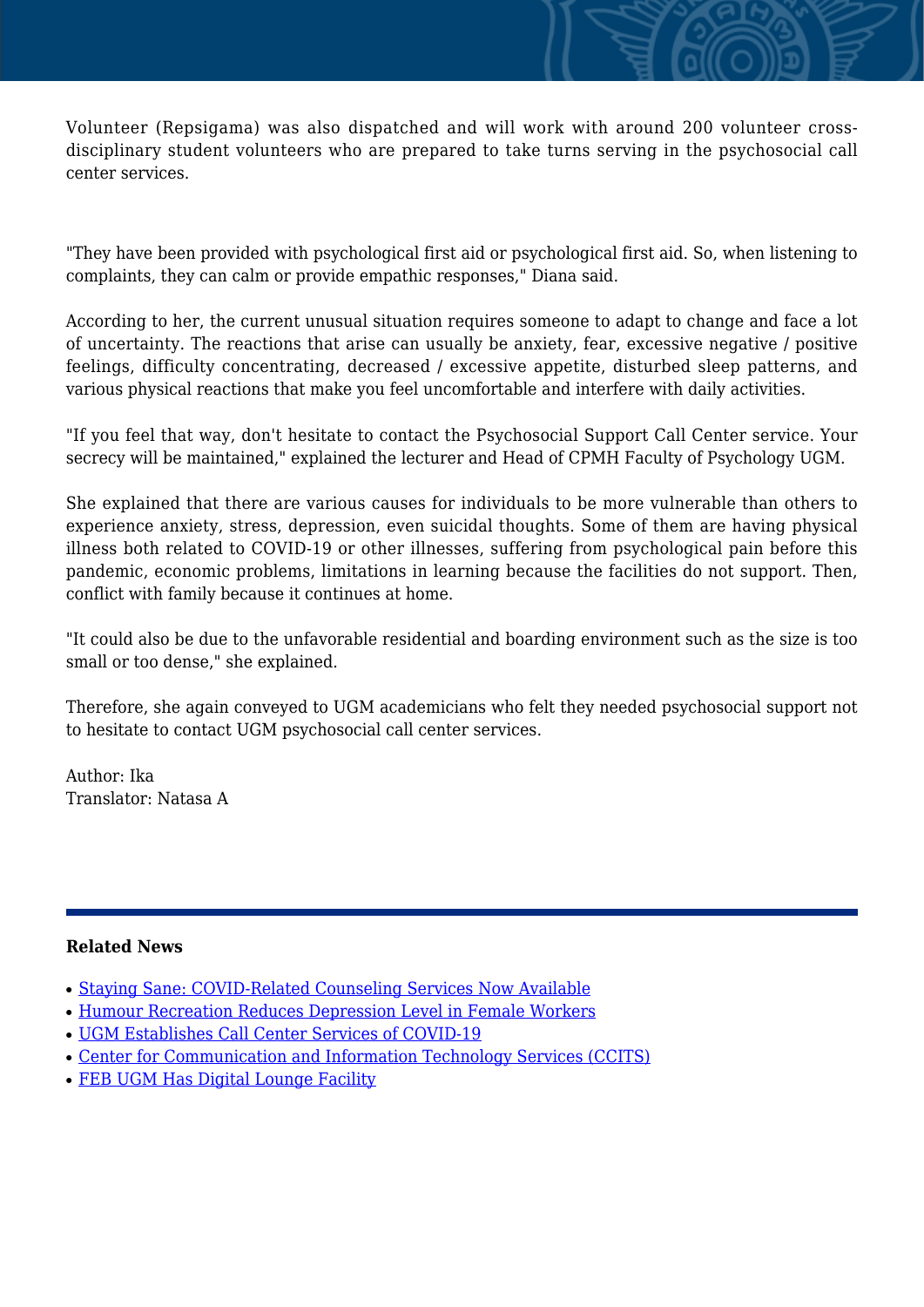Volunteer (Repsigama) was also dispatched and will work with around 200 volunteer cross-disciplinary student volunteers who are prepared to take turns serving in the psychosocial call center services.

"They have been provided with psychological first aid or psychological first aid. So, when listening to complaints, they can calm or provide empathic responses," Diana said.

According to her, the current unusual situation requires someone to adapt to change and face a lot of uncertainty. The reactions that arise can usually be anxiety, fear, excessive negative / positive feelings, difficulty concentrating, decreased / excessive appetite, disturbed sleep patterns, and various physical reactions that make you feel uncomfortable and interfere with daily activities.

"If you feel that way, don't hesitate to contact the Psychosocial Support Call Center service. Your secrecy will be maintained," explained the lecturer and Head of CPMH Faculty of Psychology UGM.

She explained that there are various causes for individuals to be more vulnerable than others to experience anxiety, stress, depression, even suicidal thoughts. Some of them are having physical illness both related to COVID-19 or other illnesses, suffering from psychological pain before this pandemic, economic problems, limitations in learning because the facilities do not support. Then, conflict with family because it continues at home.

"It could also be due to the unfavorable residential and boarding environment such as the size is too small or too dense," she explained.

Therefore, she again conveyed to UGM academicians who felt they needed psychosocial support not to hesitate to contact UGM psychosocial call center services.

Author: Ika
Translator: Natasa A

---

**Related News**

- Staying Sane: COVID-Related Counseling Services Now Available
- Humour Recreation Reduces Depression Level in Female Workers
- UGM Establishes Call Center Services of COVID-19
- Center for Communication and Information Technology Services (CCITS)
- FEB UGM Has Digital Lounge Facility